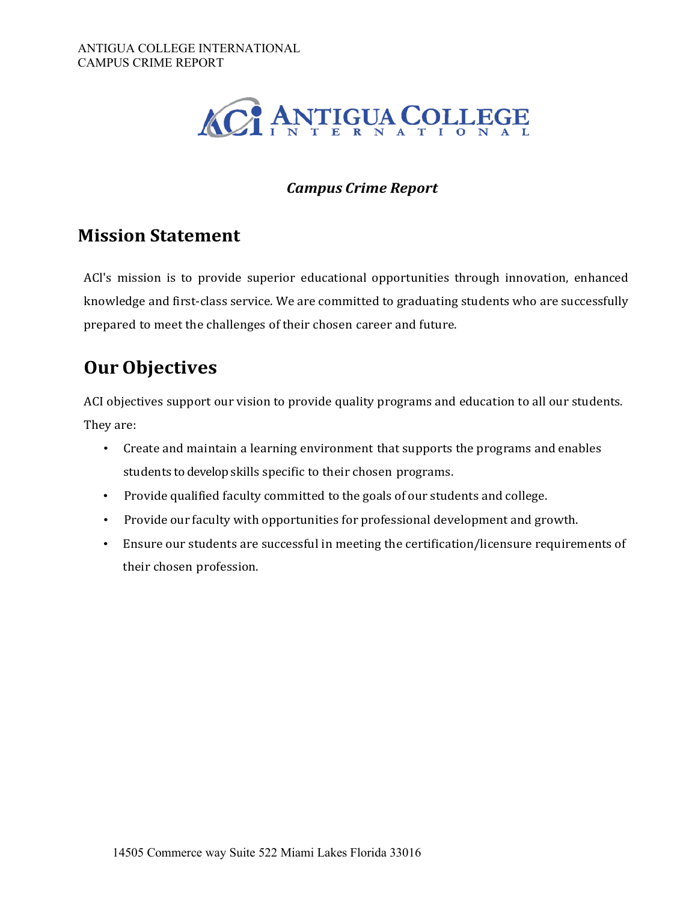*Campus Crime Report*

## Mission Statement

ACI's mission is to provide superior educational opportunities through innovation, enhanced knowledge and first-class service. We are committed to graduating students who are successfully prepared to meet the challenges of their chosen career and future.

## Our Objectives

ACI objectives support our vision to provide quality programs and education to all our students. They are:

- Create and maintain a learning environment that supports the programs and enables students to develop skills specific to their chosen programs.
- Provide qualified faculty committed to the goals of our students and college.
- Provide our faculty with opportunities for professional development and growth.
- Ensure our students are successful in meeting the certification/licensure requirements of their chosen profession.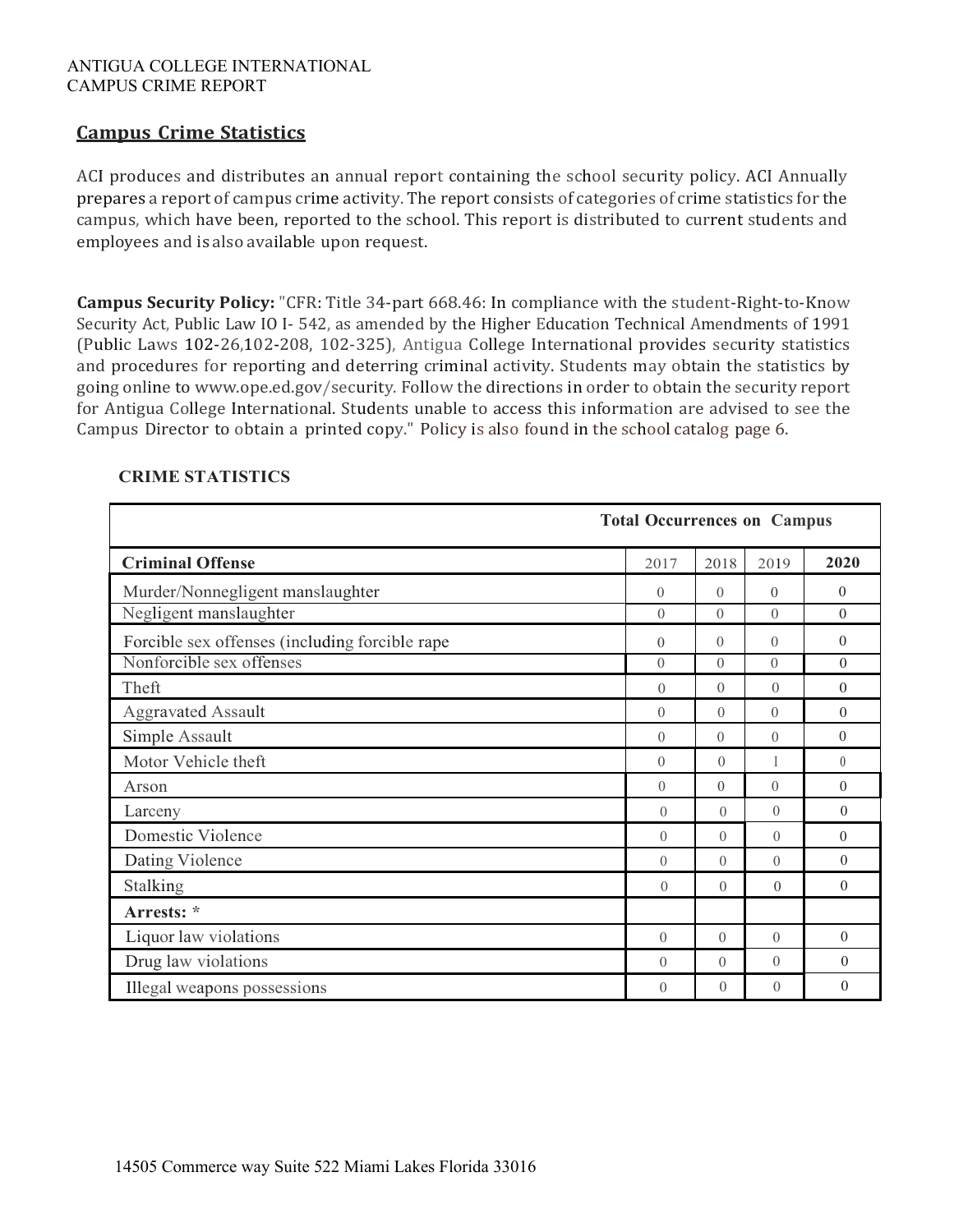ANTIGUA COLLEGE INTERNATIONAL
CAMPUS CRIME REPORT

## Campus Crime Statistics

ACI produces and distributes an annual report containing the school security policy. ACI Annually prepares a report of campus crime activity. The report consists of categories of crime statistics for the campus, which have been, reported to the school. This report is distributed to current students and employees and is also available upon request.

**Campus Security Policy:** "CFR: Title 34-part 668.46: In compliance with the student-Right-to-Know Security Act, Public Law IO I- 542, as amended by the Higher Education Technical Amendments of 1991 (Public Laws 102-26,102-208, 102-325), Antigua College International provides security statistics and procedures for reporting and deterring criminal activity. Students may obtain the statistics by going online to www.ope.ed.gov/security. Follow the directions in order to obtain the security report for Antigua College International. Students unable to access this information are advised to see the Campus Director to obtain a printed copy." Policy is also found in the school catalog page 6.

### CRIME STATISTICS

| | Total Occurrences on Campus | | | |
|---|---|---|---|---|
| **Criminal Offense** | 2017 | 2018 | 2019 | **2020** |
| Murder/Nonnegligent manslaughter | 0 | 0 | 0 | 0 |
| Negligent manslaughter | 0 | 0 | 0 | 0 |
| Forcible sex offenses (including forcible rape | 0 | 0 | 0 | 0 |
| Nonforcible sex offenses | 0 | 0 | 0 | 0 |
| Theft | 0 | 0 | 0 | 0 |
| Aggravated Assault | 0 | 0 | 0 | 0 |
| Simple Assault | 0 | 0 | 0 | 0 |
| Motor Vehicle theft | 0 | 0 | I | 0 |
| Arson | 0 | 0 | 0 | 0 |
| Larceny | 0 | 0 | 0 | 0 |
| Domestic Violence | 0 | 0 | 0 | 0 |
| Dating Violence | 0 | 0 | 0 | 0 |
| Stalking | 0 | 0 | 0 | 0 |
| **Arrests: *** | | | | |
| Liquor law violations | 0 | 0 | 0 | 0 |
| Drug law violations | 0 | 0 | 0 | 0 |
| Illegal weapons possessions | 0 | 0 | 0 | 0 |

14505 Commerce way Suite 522 Miami Lakes Florida 33016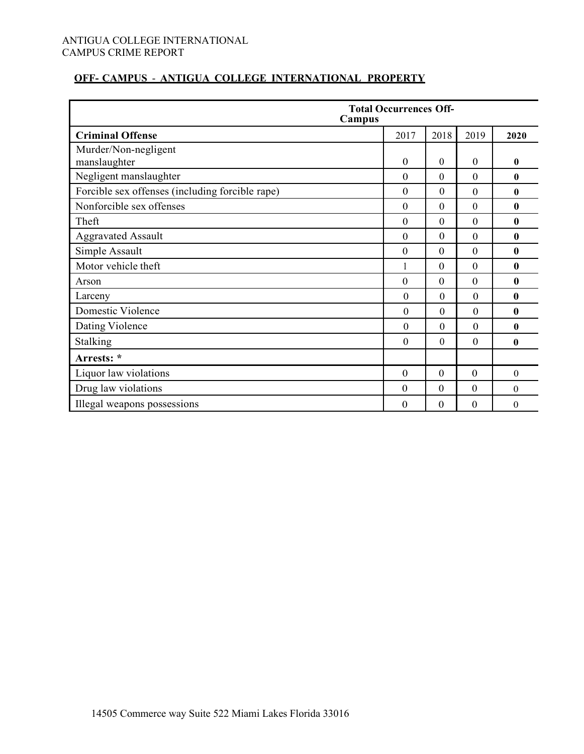ANTIGUA COLLEGE INTERNATIONAL
CAMPUS CRIME REPORT

## OFF- CAMPUS - ANTIGUA COLLEGE INTERNATIONAL PROPERTY

| **Total Occurrences Off-Campus** | | | | |
|---|---|---|---|---|
| **Criminal Offense** | 2017 | 2018 | 2019 | **2020** |
| Murder/Non-negligent manslaughter | 0 | 0 | 0 | **0** |
| Negligent manslaughter | 0 | 0 | 0 | **0** |
| Forcible sex offenses (including forcible rape) | 0 | 0 | 0 | **0** |
| Nonforcible sex offenses | 0 | 0 | 0 | **0** |
| Theft | 0 | 0 | 0 | **0** |
| Aggravated Assault | 0 | 0 | 0 | **0** |
| Simple Assault | 0 | 0 | 0 | **0** |
| Motor vehicle theft | 1 | 0 | 0 | **0** |
| Arson | 0 | 0 | 0 | **0** |
| Larceny | 0 | 0 | 0 | **0** |
| Domestic Violence | 0 | 0 | 0 | **0** |
| Dating Violence | 0 | 0 | 0 | **0** |
| Stalking | 0 | 0 | 0 | **0** |
| **Arrests: *** | | | | |
| Liquor law violations | 0 | 0 | 0 | 0 |
| Drug law violations | 0 | 0 | 0 | 0 |
| Illegal weapons possessions | 0 | 0 | 0 | 0 |

14505 Commerce way Suite 522 Miami Lakes Florida 33016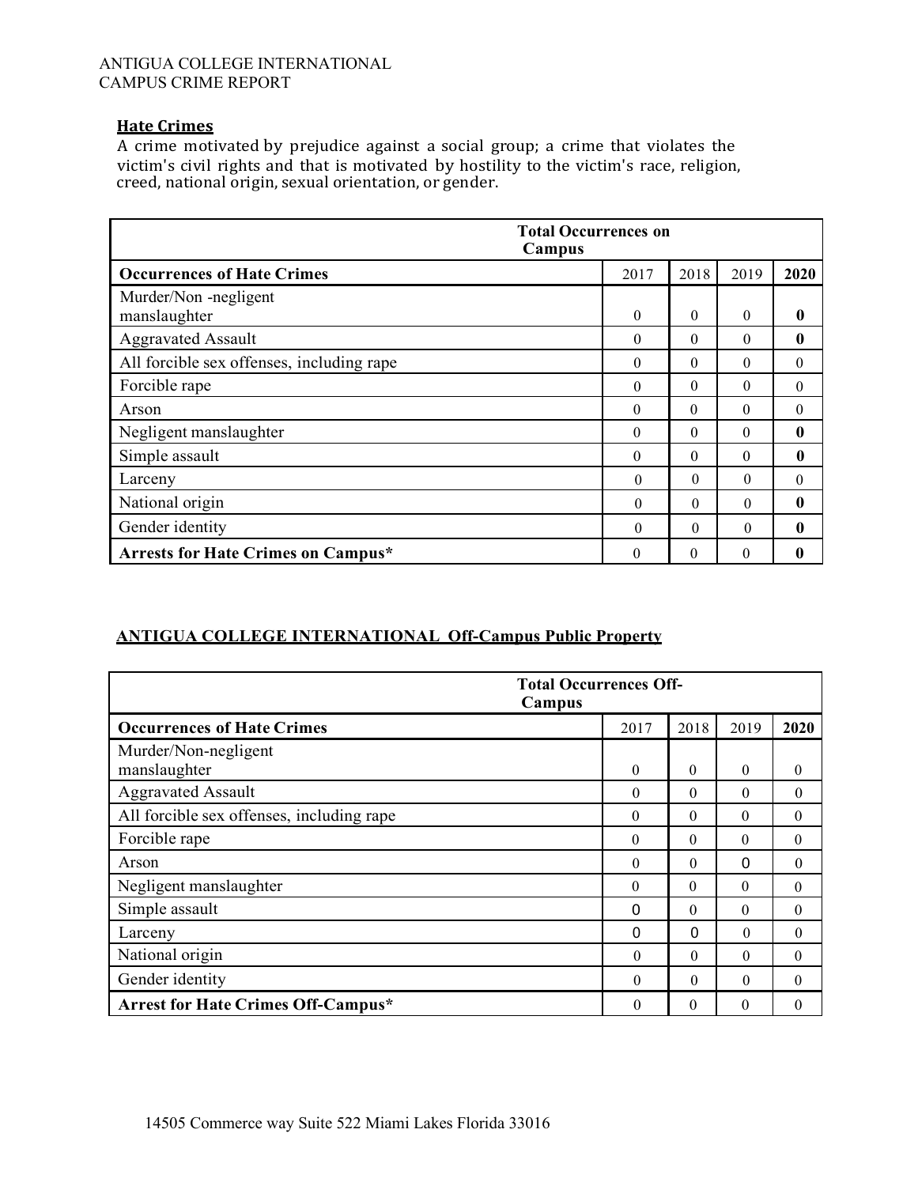ANTIGUA COLLEGE INTERNATIONAL
CAMPUS CRIME REPORT

## Hate Crimes

A crime motivated by prejudice against a social group; a crime that violates the victim's civil rights and that is motivated by hostility to the victim's race, religion, creed, national origin, sexual orientation, or gender.

| | **Total Occurrences on Campus** | | | |
|---|---|---|---|---|
| **Occurrences of Hate Crimes** | 2017 | 2018 | 2019 | **2020** |
| Murder/Non -negligent manslaughter | 0 | 0 | 0 | **0** |
| Aggravated Assault | 0 | 0 | 0 | **0** |
| All forcible sex offenses, including rape | 0 | 0 | 0 | 0 |
| Forcible rape | 0 | 0 | 0 | 0 |
| Arson | 0 | 0 | 0 | 0 |
| Negligent manslaughter | 0 | 0 | 0 | **0** |
| Simple assault | 0 | 0 | 0 | **0** |
| Larceny | 0 | 0 | 0 | 0 |
| National origin | 0 | 0 | 0 | **0** |
| Gender identity | 0 | 0 | 0 | **0** |
| **Arrests for Hate Crimes on Campus*** | 0 | 0 | 0 | **0** |

## ANTIGUA COLLEGE INTERNATIONAL Off-Campus Public Property

| | **Total Occurrences Off-Campus** | | | |
|---|---|---|---|---|
| **Occurrences of Hate Crimes** | 2017 | 2018 | 2019 | **2020** |
| Murder/Non-negligent manslaughter | 0 | 0 | 0 | 0 |
| Aggravated Assault | 0 | 0 | 0 | 0 |
| All forcible sex offenses, including rape | 0 | 0 | 0 | 0 |
| Forcible rape | 0 | 0 | 0 | 0 |
| Arson | 0 | 0 | 0 | 0 |
| Negligent manslaughter | 0 | 0 | 0 | 0 |
| Simple assault | 0 | 0 | 0 | 0 |
| Larceny | 0 | 0 | 0 | 0 |
| National origin | 0 | 0 | 0 | 0 |
| Gender identity | 0 | 0 | 0 | 0 |
| **Arrest for Hate Crimes Off-Campus*** | 0 | 0 | 0 | 0 |

14505 Commerce way Suite 522 Miami Lakes Florida 33016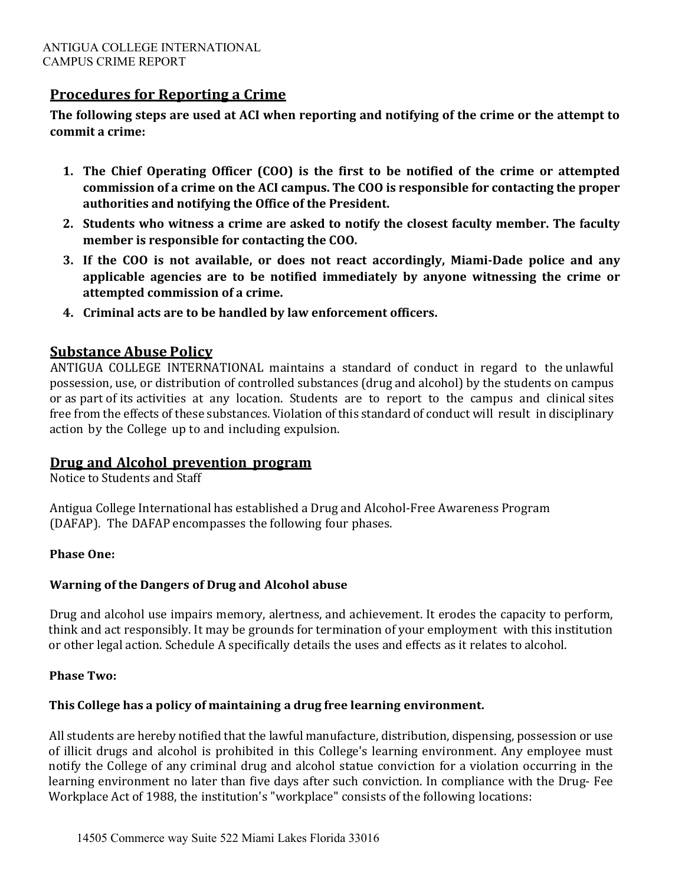## Procedures for Reporting a Crime

**The following steps are used at ACI when reporting and notifying of the crime or the attempt to commit a crime:**

1. **The Chief Operating Officer (COO) is the first to be notified of the crime or attempted commission of a crime on the ACI campus. The COO is responsible for contacting the proper authorities and notifying the Office of the President.**
2. **Students who witness a crime are asked to notify the closest faculty member. The faculty member is responsible for contacting the COO.**
3. **If the COO is not available, or does not react accordingly, Miami-Dade police and any applicable agencies are to be notified immediately by anyone witnessing the crime or attempted commission of a crime.**
4. **Criminal acts are to be handled by law enforcement officers.**

## Substance Abuse Policy

ANTIGUA COLLEGE INTERNATIONAL maintains a standard of conduct in regard to the unlawful possession, use, or distribution of controlled substances (drug and alcohol) by the students on campus or as part of its activities at any location. Students are to report to the campus and clinical sites free from the effects of these substances. Violation of this standard of conduct will result in disciplinary action by the College up to and including expulsion.

## Drug and Alcohol prevention program

Notice to Students and Staff

Antigua College International has established a Drug and Alcohol-Free Awareness Program (DAFAP). The DAFAP encompasses the following four phases.

**Phase One:**

**Warning of the Dangers of Drug and Alcohol abuse**

Drug and alcohol use impairs memory, alertness, and achievement. It erodes the capacity to perform, think and act responsibly. It may be grounds for termination of your employment with this institution or other legal action. Schedule A specifically details the uses and effects as it relates to alcohol.

**Phase Two:**

**This College has a policy of maintaining a drug free learning environment.**

All students are hereby notified that the lawful manufacture, distribution, dispensing, possession or use of illicit drugs and alcohol is prohibited in this College's learning environment. Any employee must notify the College of any criminal drug and alcohol statue conviction for a violation occurring in the learning environment no later than five days after such conviction. In compliance with the Drug- Fee Workplace Act of 1988, the institution's "workplace" consists of the following locations: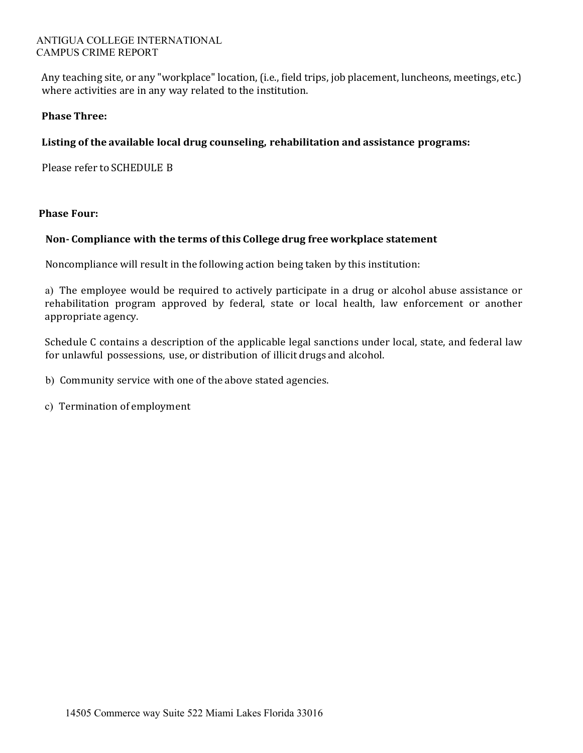Any teaching site, or any "workplace" location, (i.e., field trips, job placement, luncheons, meetings, etc.) where activities are in any way related to the institution.

**Phase Three:**

**Listing of the available local drug counseling, rehabilitation and assistance programs:**

Please refer to SCHEDULE B

**Phase Four:**

**Non- Compliance with the terms of this College drug free workplace statement**

Noncompliance will result in the following action being taken by this institution:

a) The employee would be required to actively participate in a drug or alcohol abuse assistance or rehabilitation program approved by federal, state or local health, law enforcement or another appropriate agency.

Schedule C contains a description of the applicable legal sanctions under local, state, and federal law for unlawful possessions, use, or distribution of illicit drugs and alcohol.

b) Community service with one of the above stated agencies.

c) Termination of employment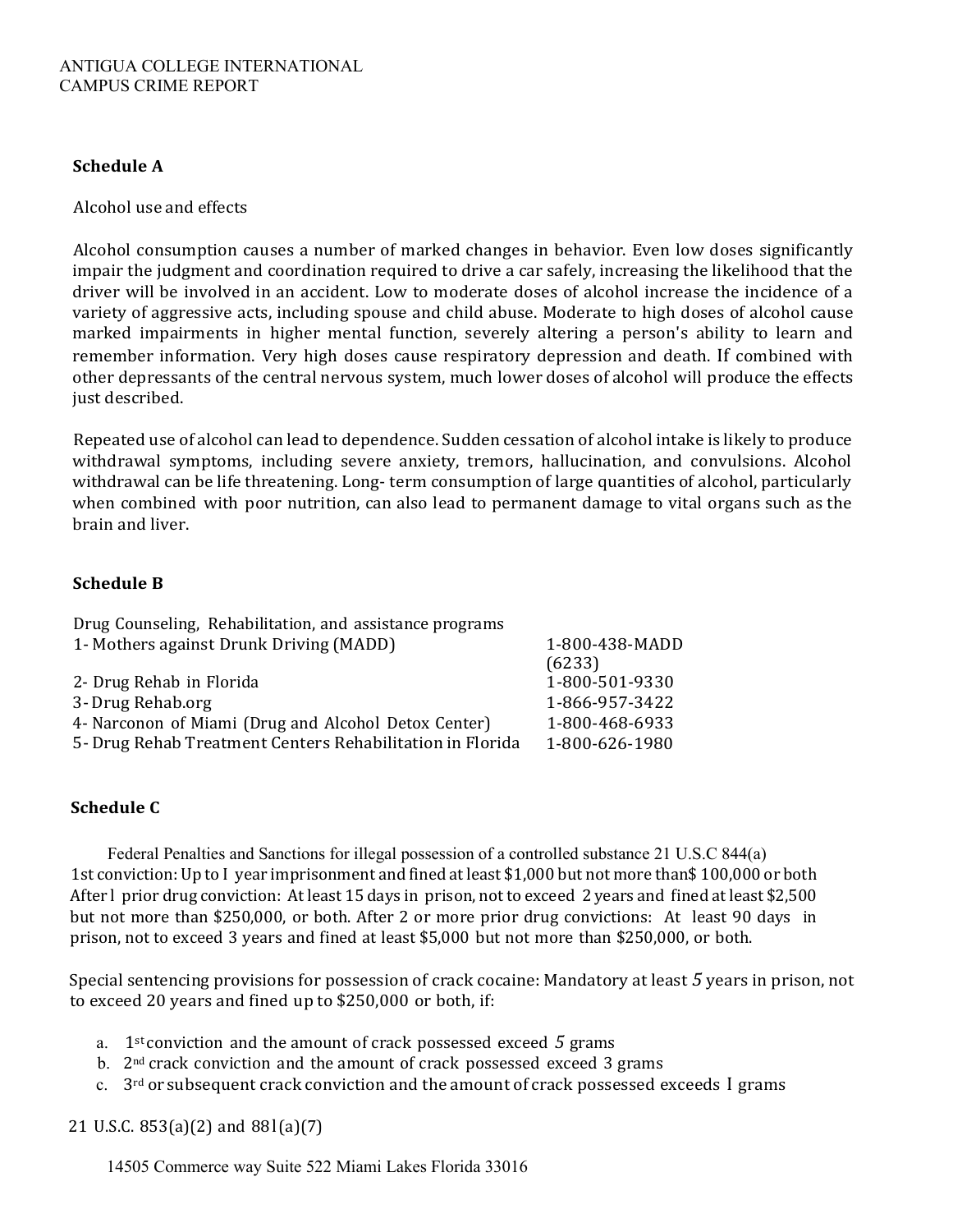## Schedule A

Alcohol use and effects

Alcohol consumption causes a number of marked changes in behavior. Even low doses significantly impair the judgment and coordination required to drive a car safely, increasing the likelihood that the driver will be involved in an accident. Low to moderate doses of alcohol increase the incidence of a variety of aggressive acts, including spouse and child abuse. Moderate to high doses of alcohol cause marked impairments in higher mental function, severely altering a person's ability to learn and remember information. Very high doses cause respiratory depression and death. If combined with other depressants of the central nervous system, much lower doses of alcohol will produce the effects just described.

Repeated use of alcohol can lead to dependence. Sudden cessation of alcohol intake is likely to produce withdrawal symptoms, including severe anxiety, tremors, hallucination, and convulsions. Alcohol withdrawal can be life threatening. Long- term consumption of large quantities of alcohol, particularly when combined with poor nutrition, can also lead to permanent damage to vital organs such as the brain and liver.

## Schedule B

| Drug Counseling, Rehabilitation, and assistance programs | |
|---|---|
| 1- Mothers against Drunk Driving (MADD) | 1-800-438-MADD (6233) |
| 2- Drug Rehab in Florida | 1-800-501-9330 |
| 3- Drug Rehab.org | 1-866-957-3422 |
| 4- Narconon of Miami (Drug and Alcohol Detox Center) | 1-800-468-6933 |
| 5- Drug Rehab Treatment Centers Rehabilitation in Florida | 1-800-626-1980 |

## Schedule C

Federal Penalties and Sanctions for illegal possession of a controlled substance 21 U.S.C 844(a)
1st conviction: Up to I year imprisonment and fined at least $1,000 but not more than $ 100,000 or both
After l prior drug conviction: At least 15 days in prison, not to exceed 2 years and fined at least $2,500 but not more than $250,000, or both. After 2 or more prior drug convictions: At least 90 days in prison, not to exceed 3 years and fined at least $5,000 but not more than $250,000, or both.

Special sentencing provisions for possession of crack cocaine: Mandatory at least 5 years in prison, not to exceed 20 years and fined up to $250,000 or both, if:

a. 1st conviction and the amount of crack possessed exceed 5 grams
b. 2nd crack conviction and the amount of crack possessed exceed 3 grams
c. 3rd or subsequent crack conviction and the amount of crack possessed exceeds I grams

21 U.S.C. 853(a)(2) and 88l(a)(7)

14505 Commerce way Suite 522 Miami Lakes Florida 33016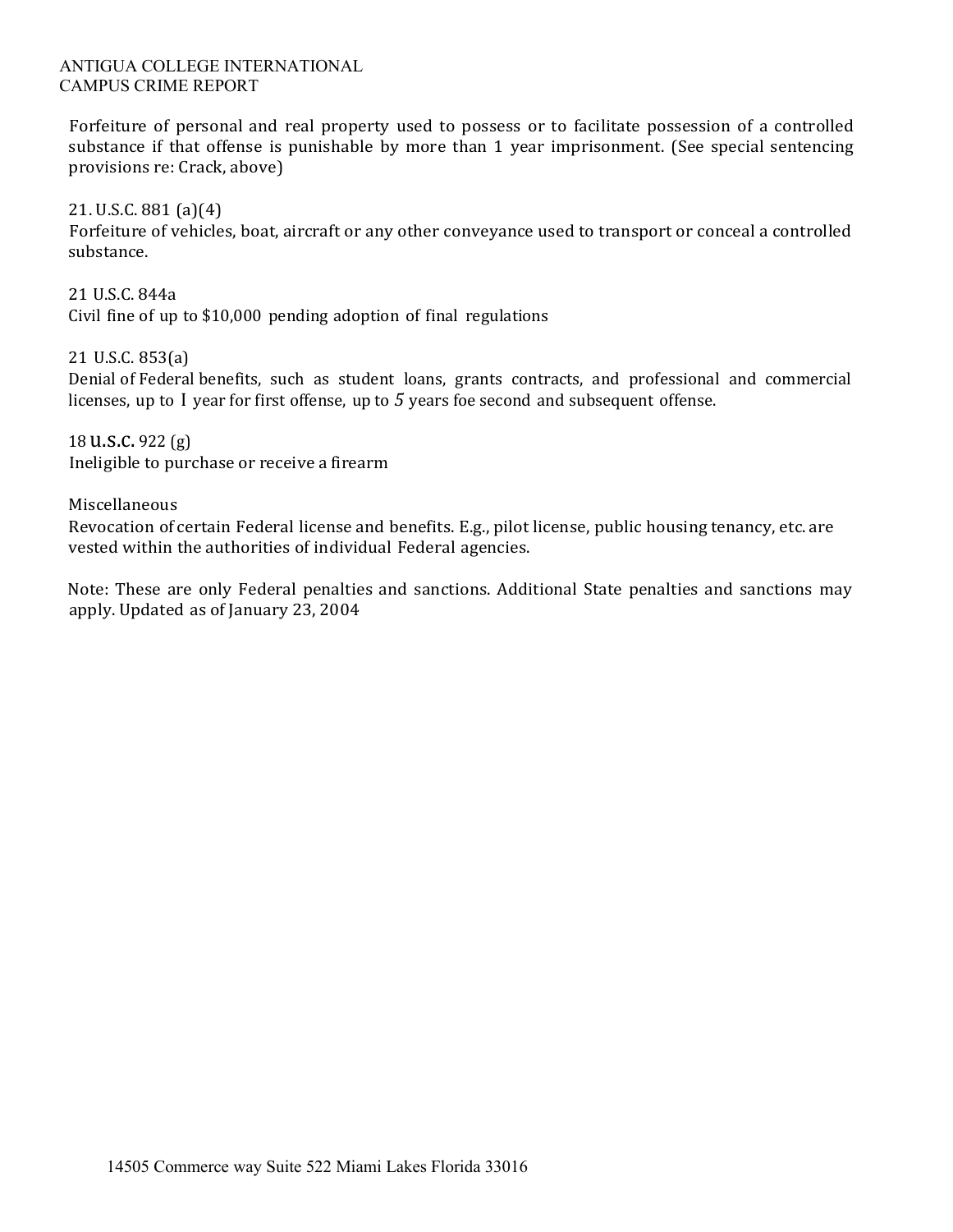Forfeiture of personal and real property used to possess or to facilitate possession of a controlled substance if that offense is punishable by more than 1 year imprisonment. (See special sentencing provisions re: Crack, above)

21. U.S.C. 881 (a)(4)
Forfeiture of vehicles, boat, aircraft or any other conveyance used to transport or conceal a controlled substance.

21 U.S.C. 844a
Civil fine of up to $10,000 pending adoption of final regulations

21 U.S.C. 853(a)
Denial of Federal benefits, such as student loans, grants contracts, and professional and commercial licenses, up to I year for first offense, up to 5 years foe second and subsequent offense.

18 U.S.C. 922 (g)
Ineligible to purchase or receive a firearm

Miscellaneous
Revocation of certain Federal license and benefits. E.g., pilot license, public housing tenancy, etc. are vested within the authorities of individual Federal agencies.

Note: These are only Federal penalties and sanctions. Additional State penalties and sanctions may apply. Updated as of January 23, 2004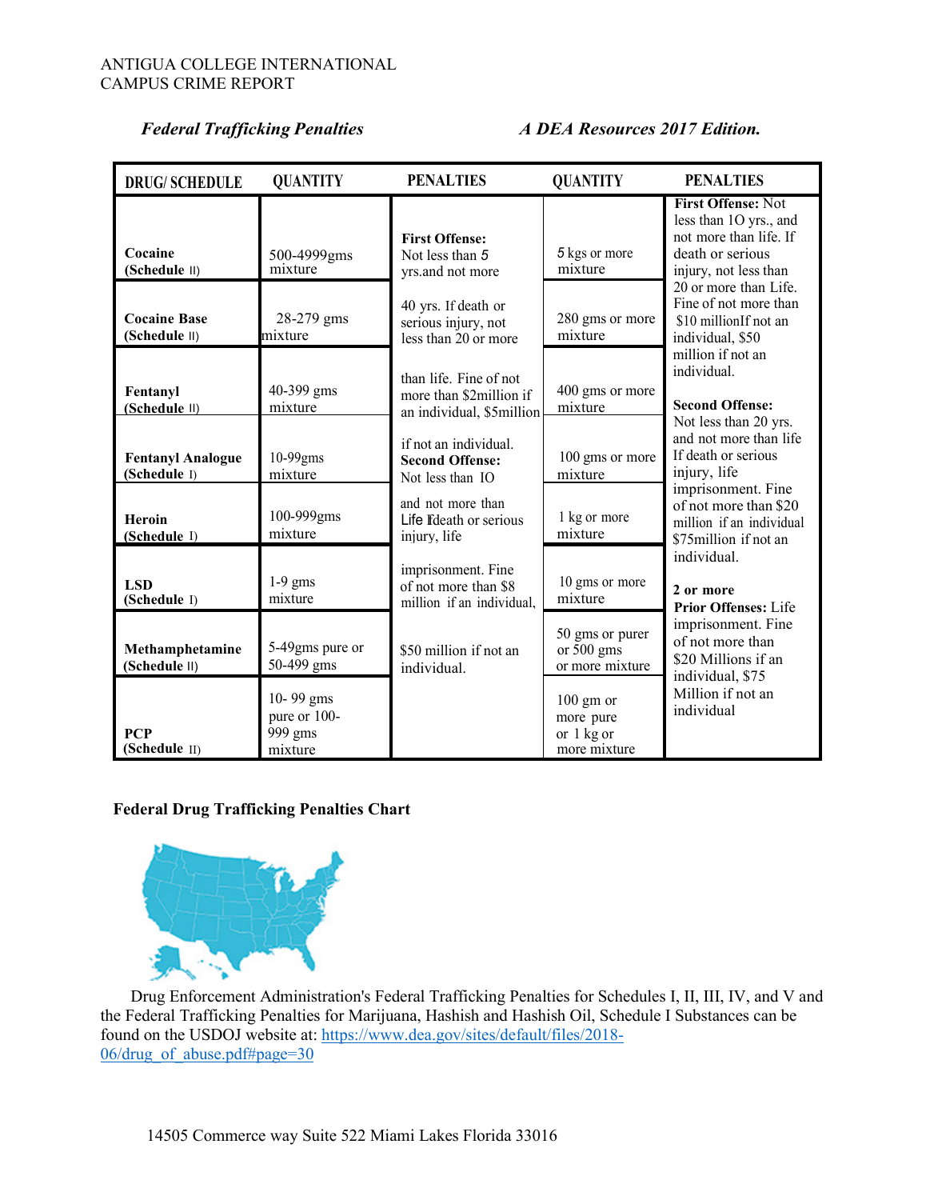ANTIGUA COLLEGE INTERNATIONAL
CAMPUS CRIME REPORT

***Federal Trafficking Penalties*** ***A DEA Resources 2017 Edition.***

| DRUG/ SCHEDULE | QUANTITY | PENALTIES | QUANTITY | PENALTIES |
|---|---|---|---|---|
| **Cocaine (Schedule II)** | 500-4999gms mixture | **First Offense:** Not less than 5 yrs.and not more 40 yrs. If death or serious injury, not less than 20 or more than life. Fine of not more than $2million if an individual, $5million if not an individual. **Second Offense:** Not less than 10 and not more than Life If death or serious injury, life imprisonment. Fine of not more than $8 million if an individual, $50 million if not an individual. | 5 kgs or more mixture | **First Offense:** Not less than 10 yrs., and not more than life. If death or serious injury, not less than 20 or more than Life. Fine of not more than $10 millionIf not an individual, $50 million if not an individual. **Second Offense:** Not less than 20 yrs. and not more than life If death or serious injury, life imprisonment. Fine of not more than $20 million if an individual $75million if not an individual. **2 or more Prior Offenses:** Life imprisonment. Fine of not more than $20 Millions if an individual, $75 Million if not an individual |
| **Cocaine Base (Schedule II)** | 28-279 gms mixture | | 280 gms or more mixture | |
| **Fentanyl (Schedule II)** | 40-399 gms mixture | | 400 gms or more mixture | |
| **Fentanyl Analogue (Schedule I)** | 10-99gms mixture | | 100 gms or more mixture | |
| **Heroin (Schedule I)** | 100-999gms mixture | | 1 kg or more mixture | |
| **LSD (Schedule I)** | 1-9 gms mixture | | 10 gms or more mixture | |
| **Methamphetamine (Schedule II)** | 5-49gms pure or 50-499 gms | | 50 gms or purer or 500 gms or more mixture | |
| **PCP (Schedule II)** | 10- 99 gms pure or 100-999 gms mixture | | 100 gm or more pure or 1 kg or more mixture | |

**Federal Drug Trafficking Penalties Chart**

Drug Enforcement Administration's Federal Trafficking Penalties for Schedules I, II, III, IV, and V and the Federal Trafficking Penalties for Marijuana, Hashish and Hashish Oil, Schedule I Substances can be found on the USDOJ website at: [https://www.dea.gov/sites/default/files/2018-06/drug_of_abuse.pdf#page=30](https://www.dea.gov/sites/default/files/2018-06/drug_of_abuse.pdf#page=30)

14505 Commerce way Suite 522 Miami Lakes Florida 33016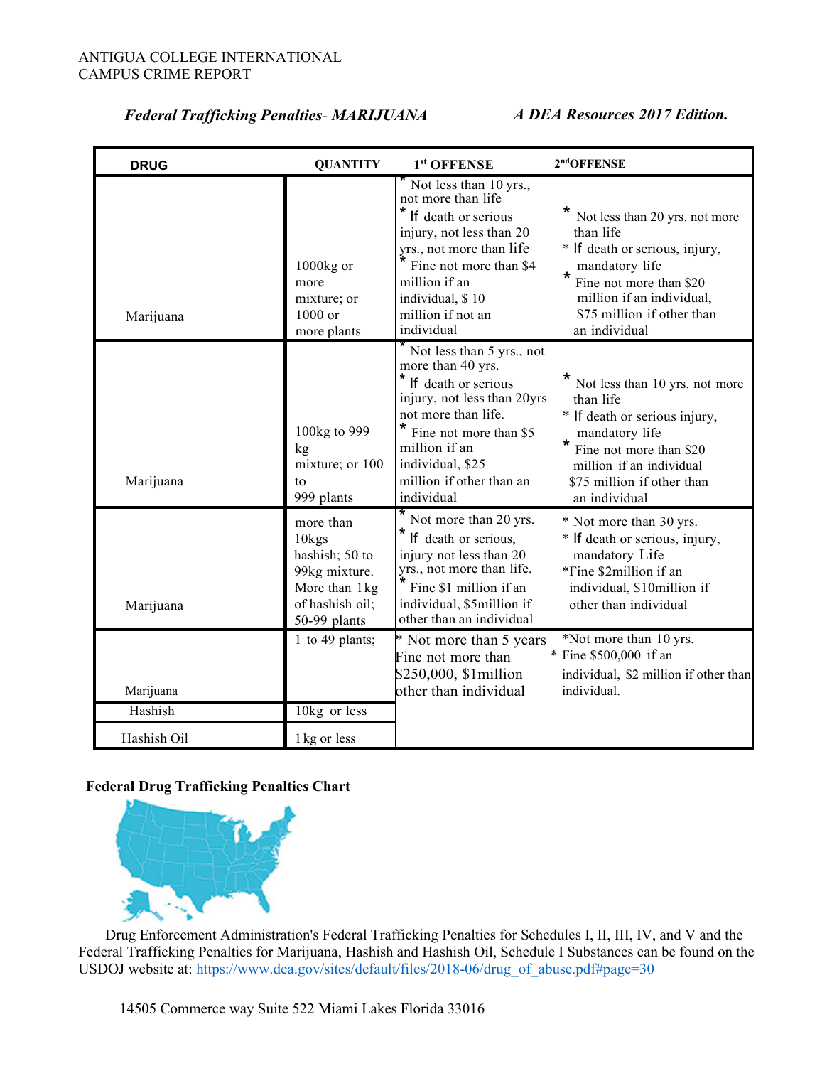ANTIGUA COLLEGE INTERNATIONAL
CAMPUS CRIME REPORT

***Federal Trafficking Penalties- MARIJUANA*** ***A DEA Resources 2017 Edition.***

| DRUG | QUANTITY | 1st OFFENSE | 2nd OFFENSE |
|---|---|---|---|
| Marijuana | 1000kg or more mixture; or 1000 or more plants | * Not less than 10 yrs., not more than life<br>* If death or serious injury, not less than 20 yrs., not more than life<br>* Fine not more than $4 million if an individual, $ 10 million if not an individual | * Not less than 20 yrs. not more than life<br>* If death or serious, injury, mandatory life<br>* Fine not more than $20 million if an individual, $75 million if other than an individual |
| Marijuana | 100kg to 999 kg mixture; or 100 to 999 plants | * Not less than 5 yrs., not more than 40 yrs.<br>* If death or serious injury, not less than 20yrs not more than life.<br>* Fine not more than $5 million if an individual, $25 million if other than an individual | * Not less than 10 yrs. not more than life<br>* If death or serious injury, mandatory life<br>* Fine not more than $20 million if an individual $75 million if other than an individual |
| Marijuana | more than 10kgs hashish; 50 to 99kg mixture. More than 1kg of hashish oil; 50-99 plants | * Not more than 20 yrs.<br>* If death or serious, injury not less than 20 yrs., not more than life.<br>* Fine $1 million if an individual, $5million if other than an individual | * Not more than 30 yrs.<br>* If death or serious, injury, mandatory Life<br>*Fine $2million if an individual, $10million if other than individual |
| Marijuana | 1 to 49 plants; | * Not more than 5 years Fine not more than $250,000, $1million other than individual | *Not more than 10 yrs.<br>* Fine $500,000 if an individual, $2 million if other than individual. |
| Hashish | 10kg or less | | |
| Hashish Oil | 1kg or less | | |

**Federal Drug Trafficking Penalties Chart**

Drug Enforcement Administration's Federal Trafficking Penalties for Schedules I, II, III, IV, and V and the Federal Trafficking Penalties for Marijuana, Hashish and Hashish Oil, Schedule I Substances can be found on the USDOJ website at: https://www.dea.gov/sites/default/files/2018-06/drug_of_abuse.pdf#page=30

14505 Commerce way Suite 522 Miami Lakes Florida 33016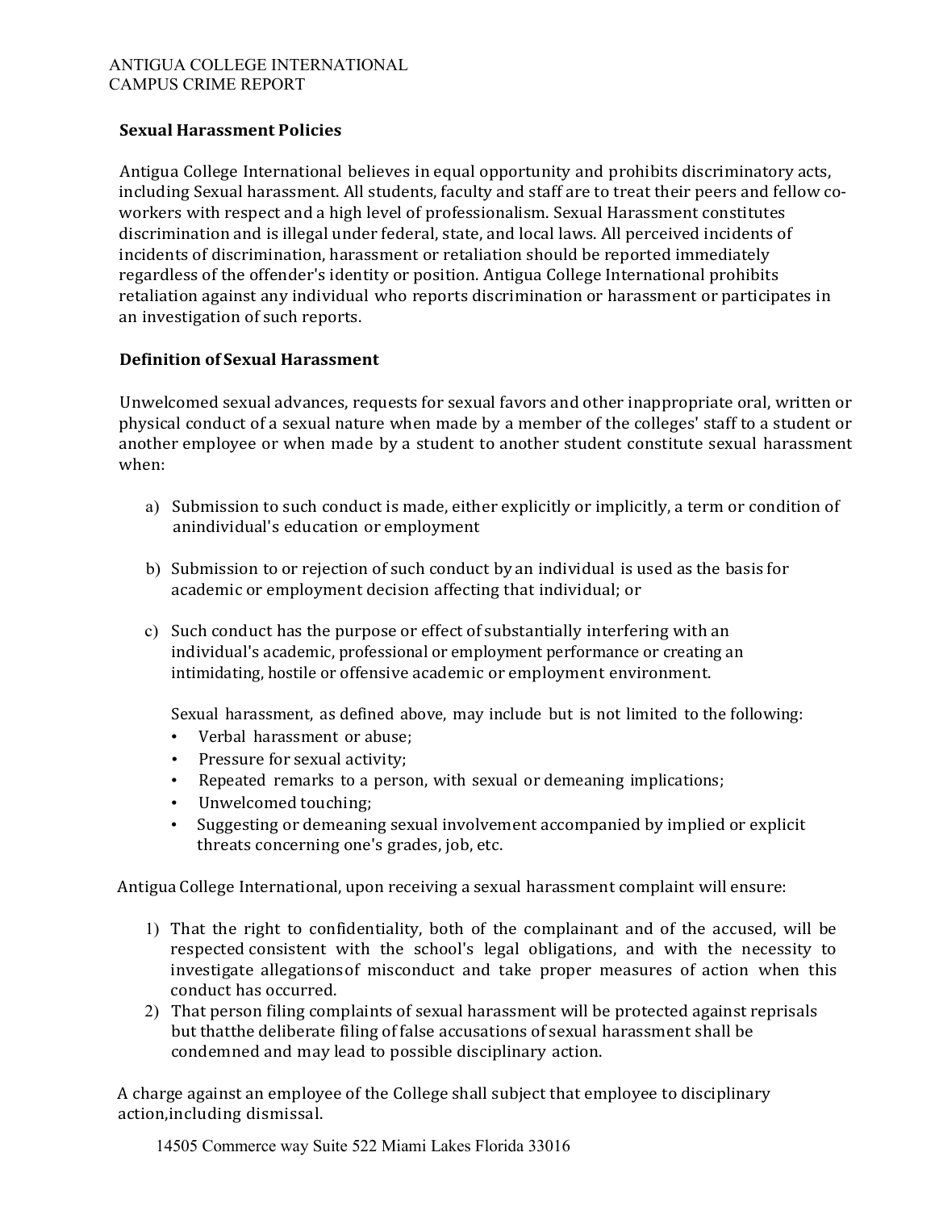## Sexual Harassment Policies

Antigua College International believes in equal opportunity and prohibits discriminatory acts, including Sexual harassment. All students, faculty and staff are to treat their peers and fellow co-workers with respect and a high level of professionalism. Sexual Harassment constitutes discrimination and is illegal under federal, state, and local laws. All perceived incidents of incidents of discrimination, harassment or retaliation should be reported immediately regardless of the offender's identity or position. Antigua College International prohibits retaliation against any individual who reports discrimination or harassment or participates in an investigation of such reports.

## Definition of Sexual Harassment

Unwelcomed sexual advances, requests for sexual favors and other inappropriate oral, written or physical conduct of a sexual nature when made by a member of the colleges' staff to a student or another employee or when made by a student to another student constitute sexual harassment when:

a) Submission to such conduct is made, either explicitly or implicitly, a term or condition of anindividual's education or employment

b) Submission to or rejection of such conduct by an individual is used as the basis for academic or employment decision affecting that individual; or

c) Such conduct has the purpose or effect of substantially interfering with an individual's academic, professional or employment performance or creating an intimidating, hostile or offensive academic or employment environment.

   Sexual harassment, as defined above, may include but is not limited to the following:

   - Verbal harassment or abuse;
   - Pressure for sexual activity;
   - Repeated remarks to a person, with sexual or demeaning implications;
   - Unwelcomed touching;
   - Suggesting or demeaning sexual involvement accompanied by implied or explicit threats concerning one's grades, job, etc.

Antigua College International, upon receiving a sexual harassment complaint will ensure:

1) That the right to confidentiality, both of the complainant and of the accused, will be respected consistent with the school's legal obligations, and with the necessity to investigate allegationsof misconduct and take proper measures of action when this conduct has occurred.
2) That person filing complaints of sexual harassment will be protected against reprisals but thatthe deliberate filing of false accusations of sexual harassment shall be condemned and may lead to possible disciplinary action.

A charge against an employee of the College shall subject that employee to disciplinary action,including dismissal.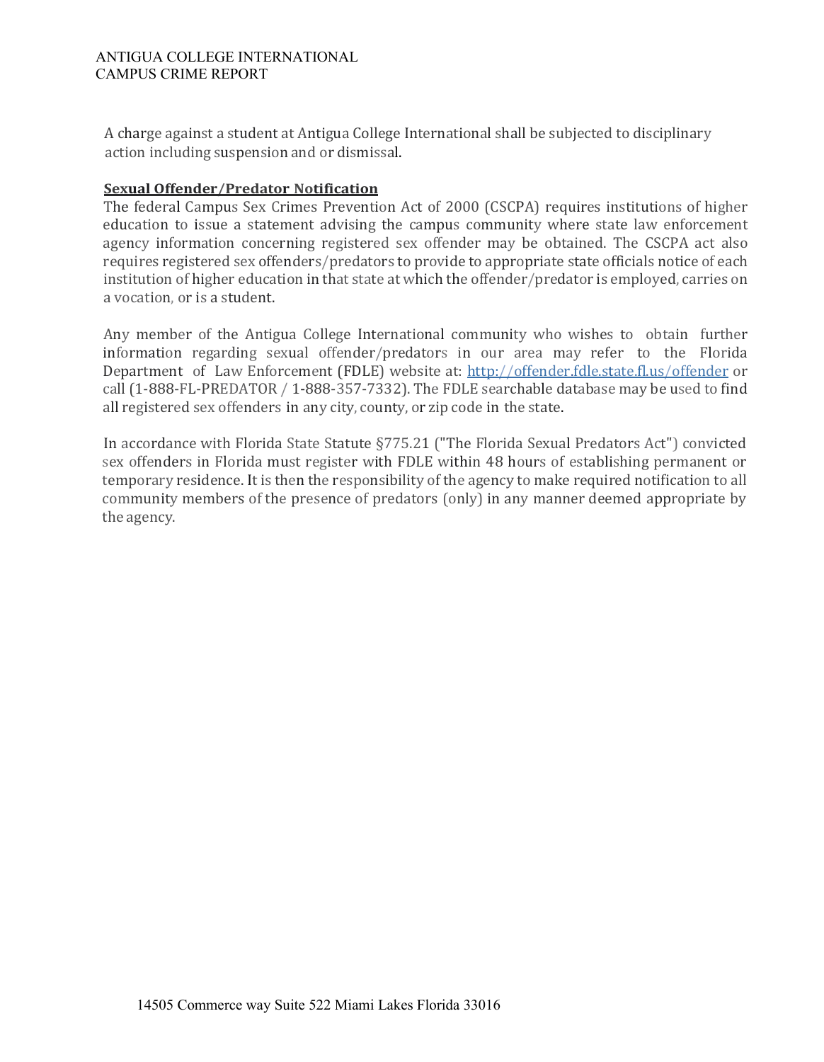A charge against a student at Antigua College International shall be subjected to disciplinary action including suspension and or dismissal.

**Sexual Offender/Predator Notification**

The federal Campus Sex Crimes Prevention Act of 2000 (CSCPA) requires institutions of higher education to issue a statement advising the campus community where state law enforcement agency information concerning registered sex offender may be obtained. The CSCPA act also requires registered sex offenders/predators to provide to appropriate state officials notice of each institution of higher education in that state at which the offender/predator is employed, carries on a vocation, or is a student.

Any member of the Antigua College International community who wishes to obtain further information regarding sexual offender/predators in our area may refer to the Florida Department of Law Enforcement (FDLE) website at: [http://offender.fdle.state.fl.us/offender](http://offender.fdle.state.fl.us/offender) or call (1-888-FL-PREDATOR / 1-888-357-7332). The FDLE searchable database may be used to find all registered sex offenders in any city, county, or zip code in the state.

In accordance with Florida State Statute §775.21 ("The Florida Sexual Predators Act") convicted sex offenders in Florida must register with FDLE within 48 hours of establishing permanent or temporary residence. It is then the responsibility of the agency to make required notification to all community members of the presence of predators (only) in any manner deemed appropriate by the agency.